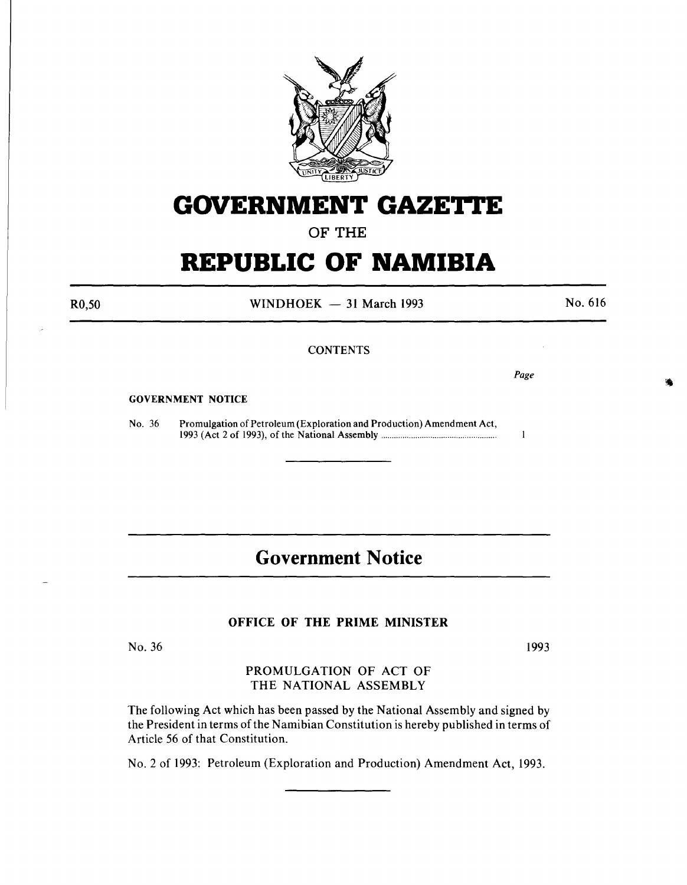# GOVERNMENT GAZETTE

OF THE

# REPUBLIC OF NAMIBIA

R0,50 WINDHOEK — 31 March 1993 No. 616

CONTENTS

*Page*

**GOVERNMENT NOTICE**

No. 36 Promulgation of Petroleum (Exploration and Production) Amendment Act, 1993 (Act 2 of 1993), of the National Assembly ........................................ 1

## Government Notice

### OFFICE OF THE PRIME MINISTER

No. 36 1993

PROMULGATION OF ACT OF THE NATIONAL ASSEMBLY

The following Act which has been passed by the National Assembly and signed by the President in terms of the Namibian Constitution is hereby published in terms of Article 56 of that Constitution.

No. 2 of 1993: Petroleum (Exploration and Production) Amendment Act, 1993.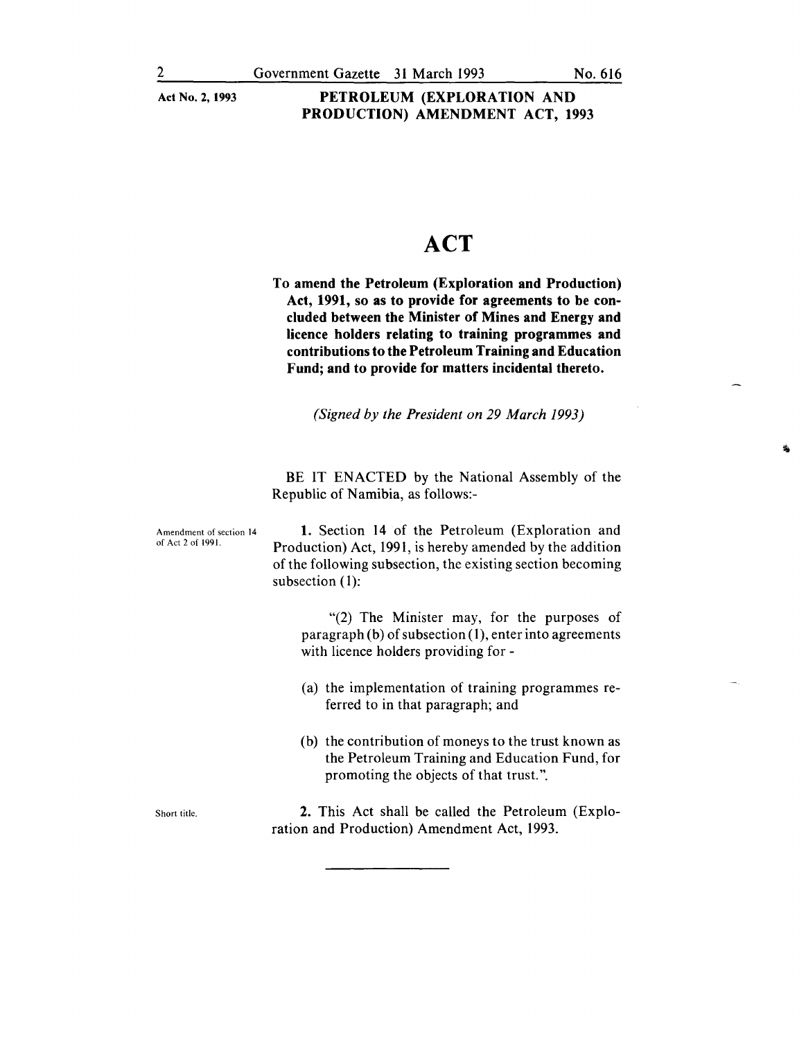# ACT

**To amend the Petroleum (Exploration and Production) Act, 1991, so as to provide for agreements to be concluded between the Minister of Mines and Energy and licence holders relating to training programmes and contributions to the Petroleum Training and Education Fund; and to provide for matters incidental thereto.**

*(Signed by the President on 29 March 1993)*

BE IT ENACTED by the National Assembly of the Republic of Namibia, as follows:-

Amendment of section 14 of Act 2 of 1991.

**1.** Section 14 of the Petroleum (Exploration and Production) Act, 1991, is hereby amended by the addition of the following subsection, the existing section becoming subsection (1):

> "(2) The Minister may, for the purposes of paragraph (b) of subsection (1), enter into agreements with licence holders providing for -
>
> (a) the implementation of training programmes referred to in that paragraph; and
>
> (b) the contribution of moneys to the trust known as the Petroleum Training and Education Fund, for promoting the objects of that trust.".

Short title.

**2.** This Act shall be called the Petroleum (Exploration and Production) Amendment Act, 1993.